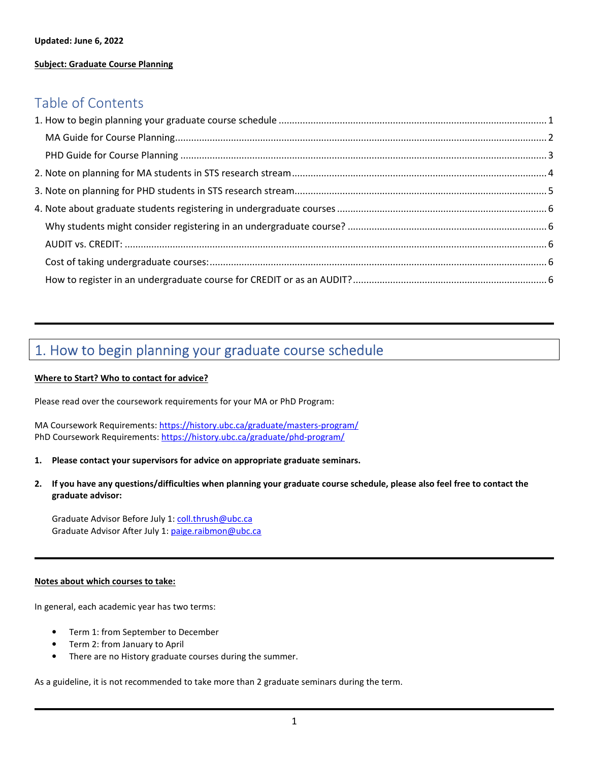**Updated: June 6, 2022**

**Subject: Graduate Course Planning**

# Table of Contents

1. How to begin planning your graduate course schedule ..... 1
   - MA Guide for Course Planning ..... 2
   - PHD Guide for Course Planning ..... 3
2. Note on planning for MA students in STS research stream ..... 4
3. Note on planning for PHD students in STS research stream ..... 5
4. Note about graduate students registering in undergraduate courses ..... 6
   - Why students might consider registering in an undergraduate course? ..... 6
   - AUDIT vs. CREDIT: ..... 6
   - Cost of taking undergraduate courses: ..... 6
   - How to register in an undergraduate course for CREDIT or as an AUDIT? ..... 6

---

# 1. How to begin planning your graduate course schedule

**Where to Start? Who to contact for advice?**

Please read over the coursework requirements for your MA or PhD Program:

MA Coursework Requirements: https://history.ubc.ca/graduate/masters-program/
PhD Coursework Requirements: https://history.ubc.ca/graduate/phd-program/

1. **Please contact your supervisors for advice on appropriate graduate seminars.**

2. **If you have any questions/difficulties when planning your graduate course schedule, please also feel free to contact the graduate advisor:**

   Graduate Advisor Before July 1: coll.thrush@ubc.ca
   Graduate Advisor After July 1: paige.raibmon@ubc.ca

---

**Notes about which courses to take:**

In general, each academic year has two terms:

- Term 1: from September to December
- Term 2: from January to April
- There are no History graduate courses during the summer.

As a guideline, it is not recommended to take more than 2 graduate seminars during the term.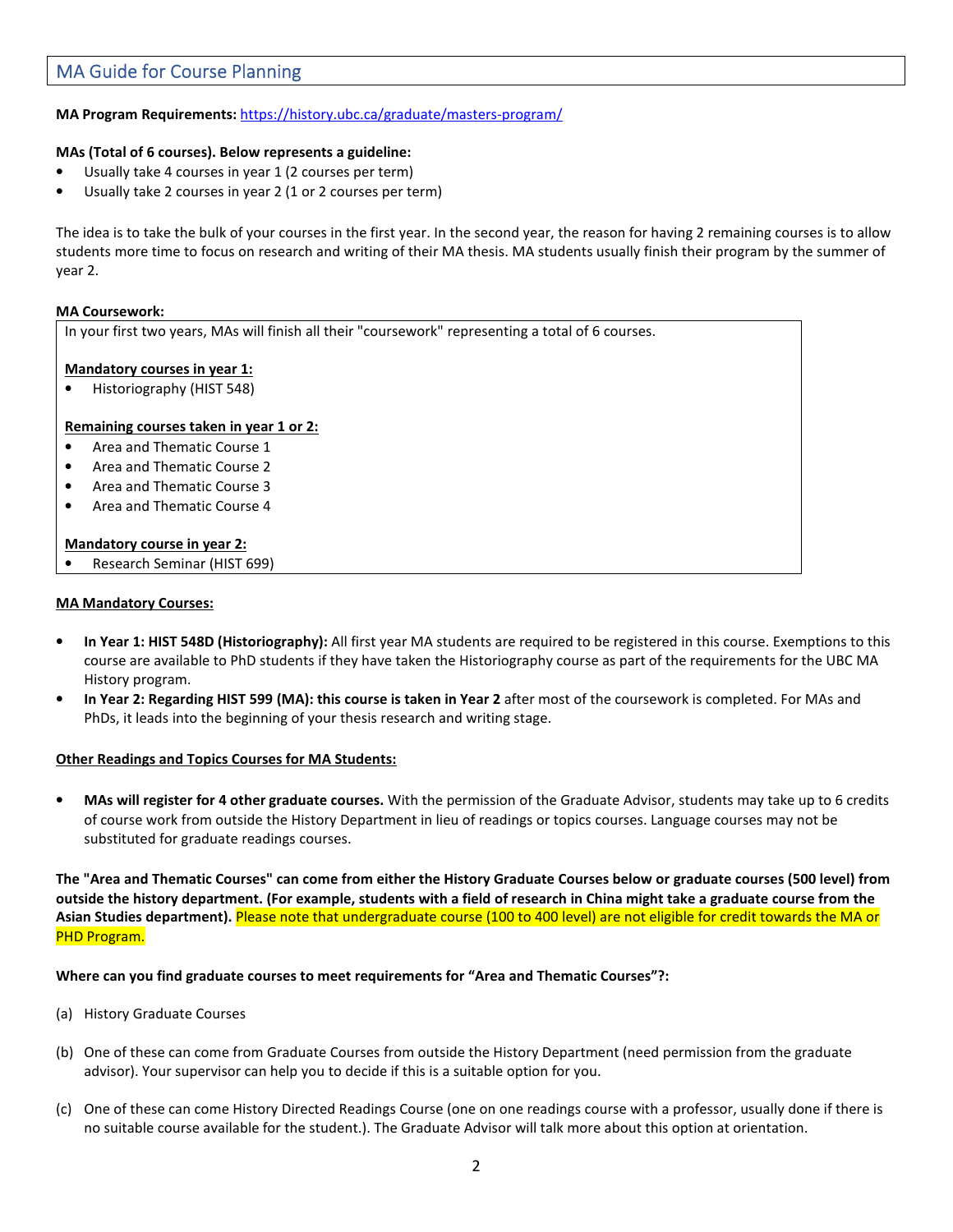## MA Guide for Course Planning

**MA Program Requirements:** https://history.ubc.ca/graduate/masters-program/

**MAs (Total of 6 courses). Below represents a guideline:**

- Usually take 4 courses in year 1 (2 courses per term)
- Usually take 2 courses in year 2 (1 or 2 courses per term)

The idea is to take the bulk of your courses in the first year. In the second year, the reason for having 2 remaining courses is to allow students more time to focus on research and writing of their MA thesis. MA students usually finish their program by the summer of year 2.

**MA Coursework:**

In your first two years, MAs will finish all their "coursework" representing a total of 6 courses.

**Mandatory courses in year 1:**

- Historiography (HIST 548)

**Remaining courses taken in year 1 or 2:**

- Area and Thematic Course 1
- Area and Thematic Course 2
- Area and Thematic Course 3
- Area and Thematic Course 4

**Mandatory course in year 2:**

- Research Seminar (HIST 699)

**MA Mandatory Courses:**

- **In Year 1: HIST 548D (Historiography):** All first year MA students are required to be registered in this course. Exemptions to this course are available to PhD students if they have taken the Historiography course as part of the requirements for the UBC MA History program.
- **In Year 2: Regarding HIST 599 (MA): this course is taken in Year 2** after most of the coursework is completed. For MAs and PhDs, it leads into the beginning of your thesis research and writing stage.

**Other Readings and Topics Courses for MA Students:**

- **MAs will register for 4 other graduate courses.** With the permission of the Graduate Advisor, students may take up to 6 credits of course work from outside the History Department in lieu of readings or topics courses. Language courses may not be substituted for graduate readings courses.

**The "Area and Thematic Courses" can come from either the History Graduate Courses below or graduate courses (500 level) from outside the history department. (For example, students with a field of research in China might take a graduate course from the Asian Studies department).** Please note that undergraduate course (100 to 400 level) are not eligible for credit towards the MA or PHD Program.

**Where can you find graduate courses to meet requirements for "Area and Thematic Courses"?:**

(a) History Graduate Courses

(b) One of these can come from Graduate Courses from outside the History Department (need permission from the graduate advisor). Your supervisor can help you to decide if this is a suitable option for you.

(c) One of these can come History Directed Readings Course (one on one readings course with a professor, usually done if there is no suitable course available for the student.). The Graduate Advisor will talk more about this option at orientation.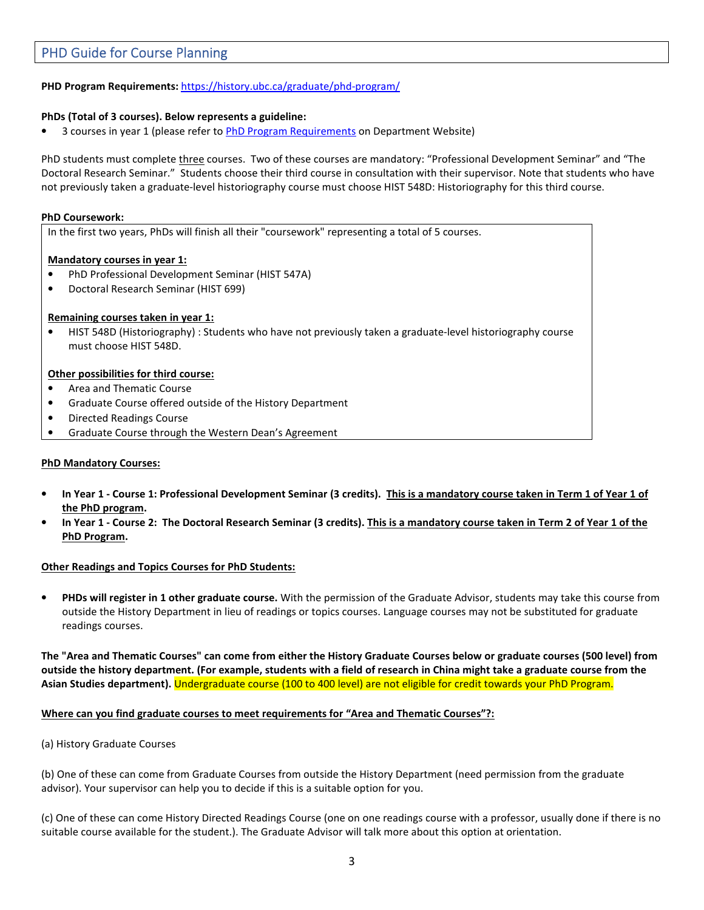## PHD Guide for Course Planning

**PHD Program Requirements:** https://history.ubc.ca/graduate/phd-program/

**PhDs (Total of 3 courses). Below represents a guideline:**

- 3 courses in year 1 (please refer to PhD Program Requirements on Department Website)

PhD students must complete three courses. Two of these courses are mandatory: "Professional Development Seminar" and "The Doctoral Research Seminar." Students choose their third course in consultation with their supervisor. Note that students who have not previously taken a graduate-level historiography course must choose HIST 548D: Historiography for this third course.

**PhD Coursework:**

In the first two years, PhDs will finish all their "coursework" representing a total of 5 courses.

**Mandatory courses in year 1:**

- PhD Professional Development Seminar (HIST 547A)
- Doctoral Research Seminar (HIST 699)

**Remaining courses taken in year 1:**

- HIST 548D (Historiography) : Students who have not previously taken a graduate-level historiography course must choose HIST 548D.

**Other possibilities for third course:**

- Area and Thematic Course
- Graduate Course offered outside of the History Department
- Directed Readings Course
- Graduate Course through the Western Dean's Agreement

**PhD Mandatory Courses:**

- **In Year 1 - Course 1: Professional Development Seminar (3 credits). This is a mandatory course taken in Term 1 of Year 1 of the PhD program.**
- **In Year 1 - Course 2: The Doctoral Research Seminar (3 credits). This is a mandatory course taken in Term 2 of Year 1 of the PhD Program.**

**Other Readings and Topics Courses for PhD Students:**

- **PHDs will register in 1 other graduate course.** With the permission of the Graduate Advisor, students may take this course from outside the History Department in lieu of readings or topics courses. Language courses may not be substituted for graduate readings courses.

**The "Area and Thematic Courses" can come from either the History Graduate Courses below or graduate courses (500 level) from outside the history department. (For example, students with a field of research in China might take a graduate course from the Asian Studies department).** Undergraduate course (100 to 400 level) are not eligible for credit towards your PhD Program.

**Where can you find graduate courses to meet requirements for "Area and Thematic Courses"?:**

(a) History Graduate Courses

(b) One of these can come from Graduate Courses from outside the History Department (need permission from the graduate advisor). Your supervisor can help you to decide if this is a suitable option for you.

(c) One of these can come History Directed Readings Course (one on one readings course with a professor, usually done if there is no suitable course available for the student.). The Graduate Advisor will talk more about this option at orientation.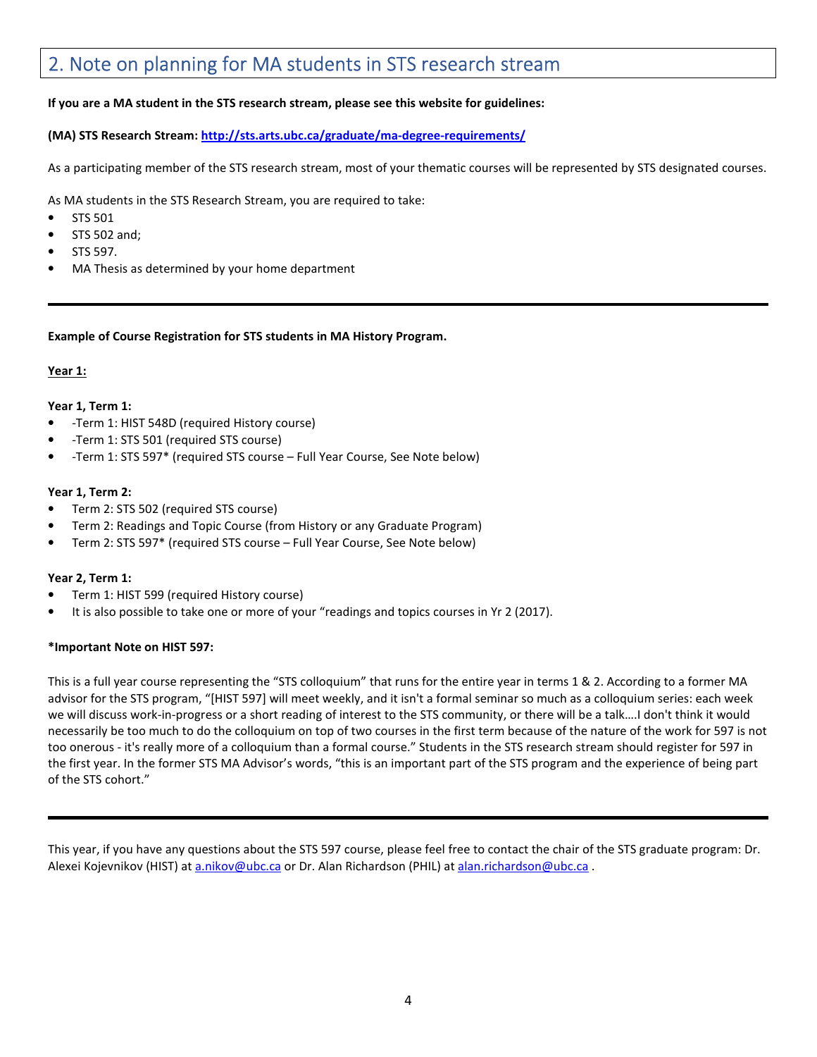## 2. Note on planning for MA students in STS research stream

**If you are a MA student in the STS research stream, please see this website for guidelines:**

**(MA) STS Research Stream: [http://sts.arts.ubc.ca/graduate/ma-degree-requirements/](http://sts.arts.ubc.ca/graduate/ma-degree-requirements/)**

As a participating member of the STS research stream, most of your thematic courses will be represented by STS designated courses.

As MA students in the STS Research Stream, you are required to take:

- STS 501
- STS 502 and;
- STS 597.
- MA Thesis as determined by your home department

---

**Example of Course Registration for STS students in MA History Program.**

**<u>Year 1:</u>**

**Year 1, Term 1:**

- -Term 1: HIST 548D (required History course)
- -Term 1: STS 501 (required STS course)
- -Term 1: STS 597* (required STS course – Full Year Course, See Note below)

**Year 1, Term 2:**

- Term 2: STS 502 (required STS course)
- Term 2: Readings and Topic Course (from History or any Graduate Program)
- Term 2: STS 597* (required STS course – Full Year Course, See Note below)

**Year 2, Term 1:**

- Term 1: HIST 599 (required History course)
- It is also possible to take one or more of your "readings and topics courses in Yr 2 (2017).

**\*Important Note on HIST 597:**

This is a full year course representing the "STS colloquium" that runs for the entire year in terms 1 & 2. According to a former MA advisor for the STS program, "[HIST 597] will meet weekly, and it isn't a formal seminar so much as a colloquium series: each week we will discuss work-in-progress or a short reading of interest to the STS community, or there will be a talk….I don't think it would necessarily be too much to do the colloquium on top of two courses in the first term because of the nature of the work for 597 is not too onerous - it's really more of a colloquium than a formal course." Students in the STS research stream should register for 597 in the first year. In the former STS MA Advisor's words, "this is an important part of the STS program and the experience of being part of the STS cohort."

---

This year, if you have any questions about the STS 597 course, please feel free to contact the chair of the STS graduate program: Dr. Alexei Kojevnikov (HIST) at [a.nikov@ubc.ca](mailto:a.nikov@ubc.ca) or Dr. Alan Richardson (PHIL) at [alan.richardson@ubc.ca](mailto:alan.richardson@ubc.ca) .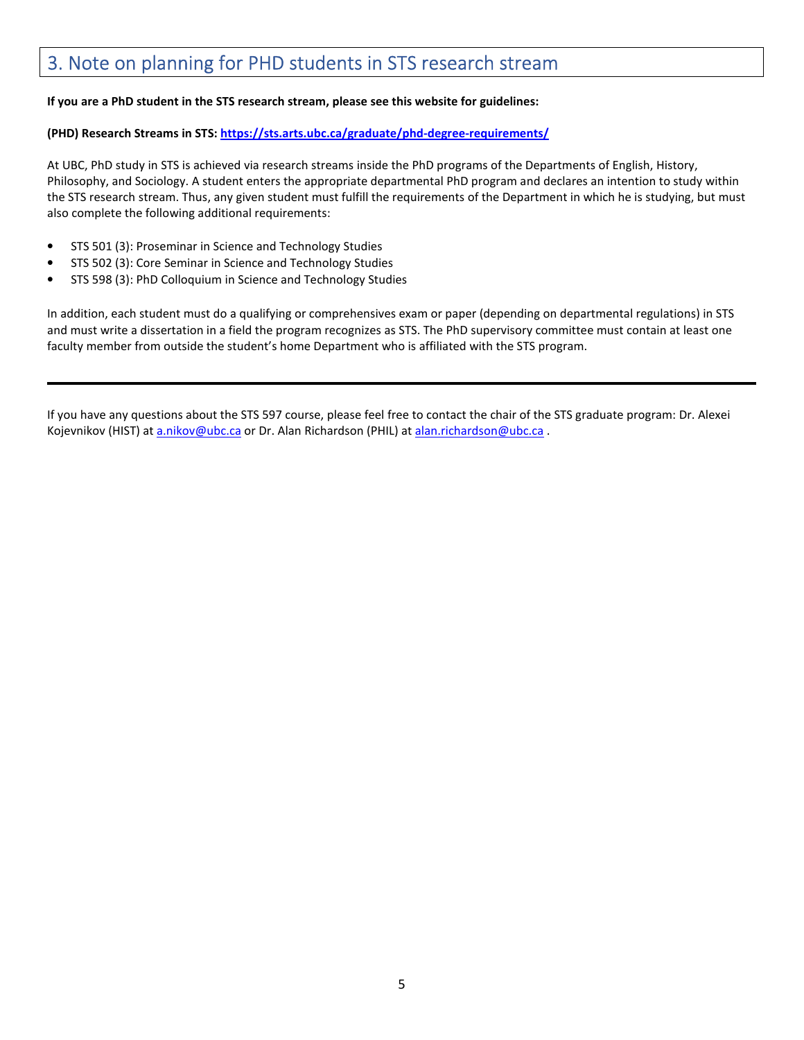## 3. Note on planning for PHD students in STS research stream

**If you are a PhD student in the STS research stream, please see this website for guidelines:**

**(PHD) Research Streams in STS: [https://sts.arts.ubc.ca/graduate/phd-degree-requirements/](https://sts.arts.ubc.ca/graduate/phd-degree-requirements/)**

At UBC, PhD study in STS is achieved via research streams inside the PhD programs of the Departments of English, History, Philosophy, and Sociology. A student enters the appropriate departmental PhD program and declares an intention to study within the STS research stream. Thus, any given student must fulfill the requirements of the Department in which he is studying, but must also complete the following additional requirements:

- STS 501 (3): Proseminar in Science and Technology Studies
- STS 502 (3): Core Seminar in Science and Technology Studies
- STS 598 (3): PhD Colloquium in Science and Technology Studies

In addition, each student must do a qualifying or comprehensives exam or paper (depending on departmental regulations) in STS and must write a dissertation in a field the program recognizes as STS. The PhD supervisory committee must contain at least one faculty member from outside the student's home Department who is affiliated with the STS program.

---

If you have any questions about the STS 597 course, please feel free to contact the chair of the STS graduate program: Dr. Alexei Kojevnikov (HIST) at [a.nikov@ubc.ca](mailto:a.nikov@ubc.ca) or Dr. Alan Richardson (PHIL) at [alan.richardson@ubc.ca](mailto:alan.richardson@ubc.ca) .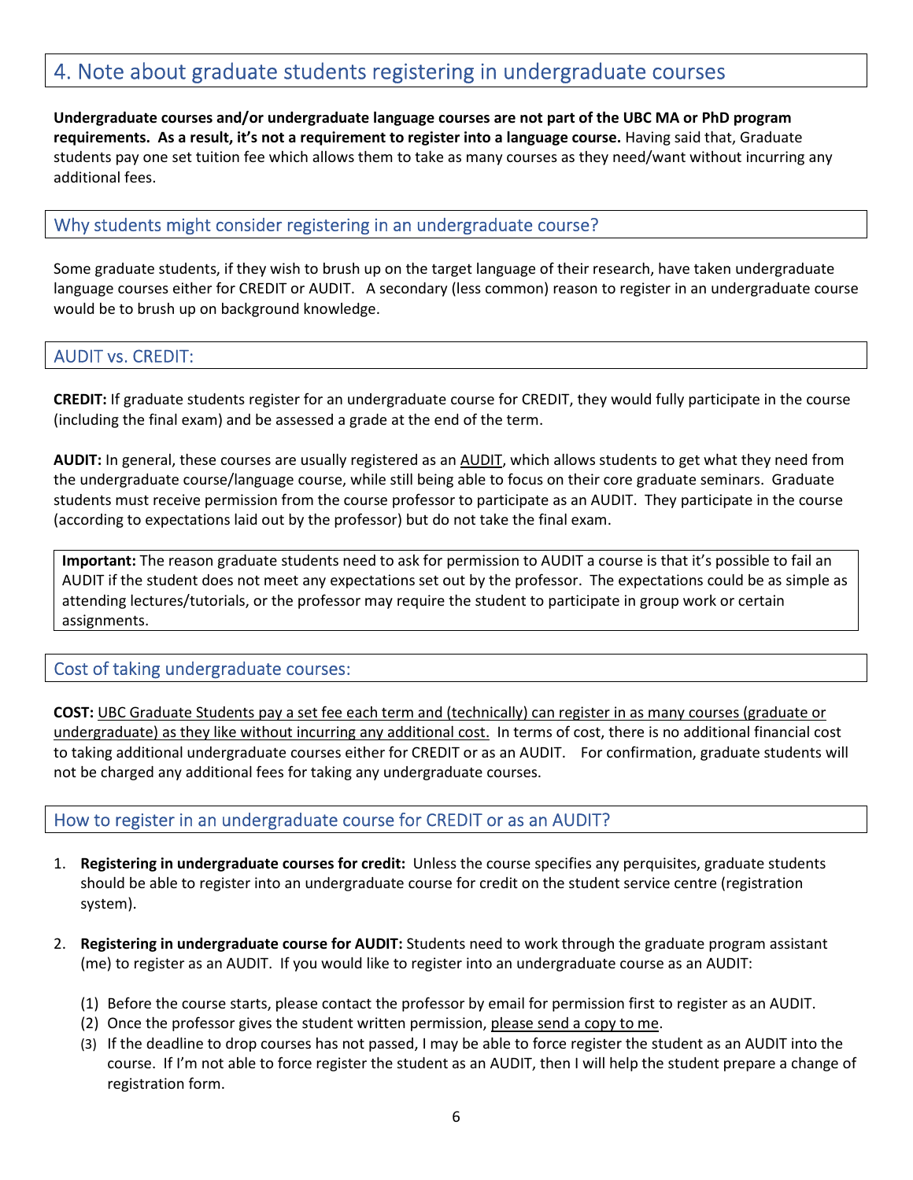## 4. Note about graduate students registering in undergraduate courses

**Undergraduate courses and/or undergraduate language courses are not part of the UBC MA or PhD program requirements. As a result, it's not a requirement to register into a language course.** Having said that, Graduate students pay one set tuition fee which allows them to take as many courses as they need/want without incurring any additional fees.

### Why students might consider registering in an undergraduate course?

Some graduate students, if they wish to brush up on the target language of their research, have taken undergraduate language courses either for CREDIT or AUDIT. A secondary (less common) reason to register in an undergraduate course would be to brush up on background knowledge.

### AUDIT vs. CREDIT:

**CREDIT:** If graduate students register for an undergraduate course for CREDIT, they would fully participate in the course (including the final exam) and be assessed a grade at the end of the term.

**AUDIT:** In general, these courses are usually registered as an AUDIT, which allows students to get what they need from the undergraduate course/language course, while still being able to focus on their core graduate seminars. Graduate students must receive permission from the course professor to participate as an AUDIT. They participate in the course (according to expectations laid out by the professor) but do not take the final exam.

**Important:** The reason graduate students need to ask for permission to AUDIT a course is that it's possible to fail an AUDIT if the student does not meet any expectations set out by the professor. The expectations could be as simple as attending lectures/tutorials, or the professor may require the student to participate in group work or certain assignments.

### Cost of taking undergraduate courses:

**COST:** UBC Graduate Students pay a set fee each term and (technically) can register in as many courses (graduate or undergraduate) as they like without incurring any additional cost. In terms of cost, there is no additional financial cost to taking additional undergraduate courses either for CREDIT or as an AUDIT. For confirmation, graduate students will not be charged any additional fees for taking any undergraduate courses.

### How to register in an undergraduate course for CREDIT or as an AUDIT?

1. **Registering in undergraduate courses for credit:** Unless the course specifies any perquisites, graduate students should be able to register into an undergraduate course for credit on the student service centre (registration system).

2. **Registering in undergraduate course for AUDIT:** Students need to work through the graduate program assistant (me) to register as an AUDIT. If you would like to register into an undergraduate course as an AUDIT:

   (1) Before the course starts, please contact the professor by email for permission first to register as an AUDIT.
   (2) Once the professor gives the student written permission, please send a copy to me.
   (3) If the deadline to drop courses has not passed, I may be able to force register the student as an AUDIT into the course. If I'm not able to force register the student as an AUDIT, then I will help the student prepare a change of registration form.